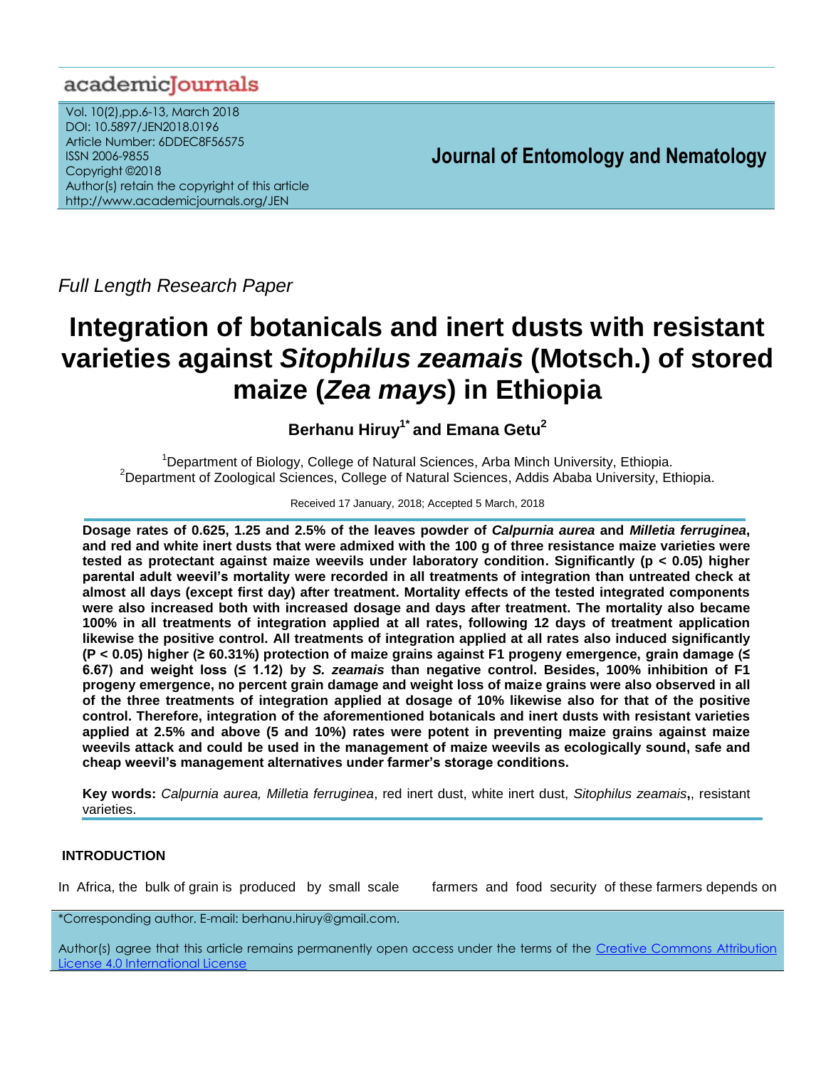academicJournals

Vol. 10(2),pp.6-13, March 2018
DOI: 10.5897/JEN2018.0196
Article Number: 6DDEC8F56575
ISSN 2006-9855
Copyright ©2018
Author(s) retain the copyright of this article
http://www.academicjournals.org/JEN

**Journal of Entomology and Nematology**

*Full Length Research Paper*

# Integration of botanicals and inert dusts with resistant varieties against *Sitophilus zeamais* (Motsch.) of stored maize (*Zea mays*) in Ethiopia

**Berhanu Hiruy[1*] and Emana Getu[2]**

[1]Department of Biology, College of Natural Sciences, Arba Minch University, Ethiopia.
[2]Department of Zoological Sciences, College of Natural Sciences, Addis Ababa University, Ethiopia.

Received 17 January, 2018; Accepted 5 March, 2018

**Dosage rates of 0.625, 1.25 and 2.5% of the leaves powder of *Calpurnia aurea* and *Milletia ferruginea*, and red and white inert dusts that were admixed with the 100 g of three resistance maize varieties were tested as protectant against maize weevils under laboratory condition. Significantly ($p < 0.05$) higher parental adult weevil's mortality were recorded in all treatments of integration than untreated check at almost all days (except first day) after treatment. Mortality effects of the tested integrated components were also increased both with increased dosage and days after treatment. The mortality also became 100% in all treatments of integration applied at all rates, following 12 days of treatment application likewise the positive control. All treatments of integration applied at all rates also induced significantly ($P < 0.05$) higher (≥ 60.31%) protection of maize grains against F1 progeny emergence, grain damage (≤ 6.67) and weight loss (≤ 1.12) by *S. zeamais* than negative control. Besides, 100% inhibition of F1 progeny emergence, no percent grain damage and weight loss of maize grains were also observed in all of the three treatments of integration applied at dosage of 10% likewise also for that of the positive control. Therefore, integration of the aforementioned botanicals and inert dusts with resistant varieties applied at 2.5% and above (5 and 10%) rates were potent in preventing maize grains against maize weevils attack and could be used in the management of maize weevils as ecologically sound, safe and cheap weevil's management alternatives under farmer's storage conditions.**

**Key words:** *Calpurnia aurea, Milletia ferruginea*, red inert dust, white inert dust, *Sitophilus zeamais*,, resistant varieties.

## INTRODUCTION

In Africa, the bulk of grain is produced by small scale farmers and food security of these farmers depends on

*Corresponding author. E-mail: berhanu.hiruy@gmail.com.

Author(s) agree that this article remains permanently open access under the terms of the Creative Commons Attribution License 4.0 International License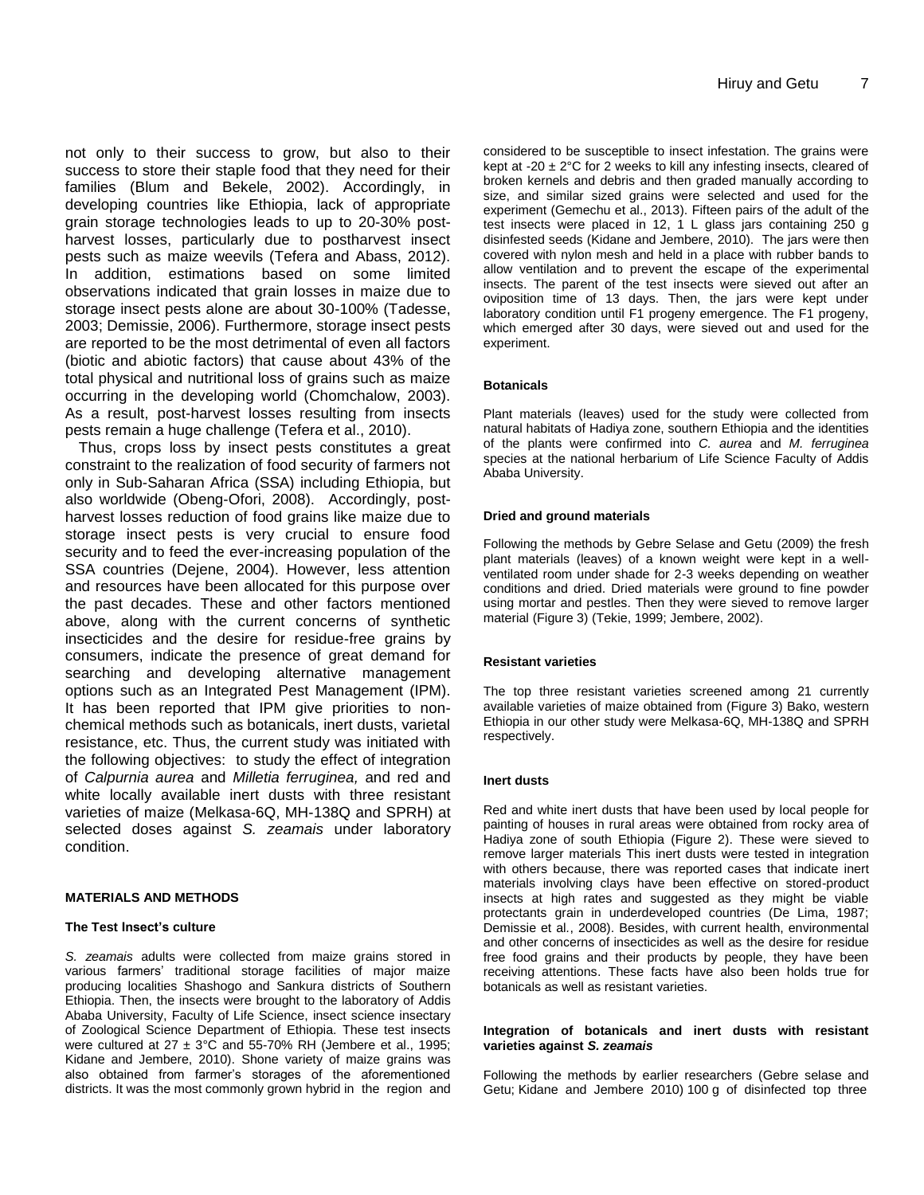not only to their success to grow, but also to their success to store their staple food that they need for their families (Blum and Bekele, 2002). Accordingly, in developing countries like Ethiopia, lack of appropriate grain storage technologies leads to up to 20-30% post-harvest losses, particularly due to postharvest insect pests such as maize weevils (Tefera and Abass, 2012). In addition, estimations based on some limited observations indicated that grain losses in maize due to storage insect pests alone are about 30-100% (Tadesse, 2003; Demissie, 2006). Furthermore, storage insect pests are reported to be the most detrimental of even all factors (biotic and abiotic factors) that cause about 43% of the total physical and nutritional loss of grains such as maize occurring in the developing world (Chomchalow, 2003). As a result, post-harvest losses resulting from insects pests remain a huge challenge (Tefera et al., 2010).

Thus, crops loss by insect pests constitutes a great constraint to the realization of food security of farmers not only in Sub-Saharan Africa (SSA) including Ethiopia, but also worldwide (Obeng-Ofori, 2008). Accordingly, post-harvest losses reduction of food grains like maize due to storage insect pests is very crucial to ensure food security and to feed the ever-increasing population of the SSA countries (Dejene, 2004). However, less attention and resources have been allocated for this purpose over the past decades. These and other factors mentioned above, along with the current concerns of synthetic insecticides and the desire for residue-free grains by consumers, indicate the presence of great demand for searching and developing alternative management options such as an Integrated Pest Management (IPM). It has been reported that IPM give priorities to non-chemical methods such as botanicals, inert dusts, varietal resistance, etc. Thus, the current study was initiated with the following objectives: to study the effect of integration of *Calpurnia aurea* and *Milletia ferruginea,* and red and white locally available inert dusts with three resistant varieties of maize (Melkasa-6Q, MH-138Q and SPRH) at selected doses against *S. zeamais* under laboratory condition.

## MATERIALS AND METHODS

### The Test Insect's culture

*S. zeamais* adults were collected from maize grains stored in various farmers' traditional storage facilities of major maize producing localities Shashogo and Sankura districts of Southern Ethiopia. Then, the insects were brought to the laboratory of Addis Ababa University, Faculty of Life Science, insect science insectary of Zoological Science Department of Ethiopia. These test insects were cultured at 27 ± 3°C and 55-70% RH (Jembere et al., 1995; Kidane and Jembere, 2010). Shone variety of maize grains was also obtained from farmer's storages of the aforementioned districts. It was the most commonly grown hybrid in the region and considered to be susceptible to insect infestation. The grains were kept at -20 ± 2°C for 2 weeks to kill any infesting insects, cleared of broken kernels and debris and then graded manually according to size, and similar sized grains were selected and used for the experiment (Gemechu et al., 2013). Fifteen pairs of the adult of the test insects were placed in 12, 1 L glass jars containing 250 g disinfested seeds (Kidane and Jembere, 2010). The jars were then covered with nylon mesh and held in a place with rubber bands to allow ventilation and to prevent the escape of the experimental insects. The parent of the test insects were sieved out after an oviposition time of 13 days. Then, the jars were kept under laboratory condition until F1 progeny emergence. The F1 progeny, which emerged after 30 days, were sieved out and used for the experiment.

### Botanicals

Plant materials (leaves) used for the study were collected from natural habitats of Hadiya zone, southern Ethiopia and the identities of the plants were confirmed into *C. aurea* and *M. ferruginea* species at the national herbarium of Life Science Faculty of Addis Ababa University.

### Dried and ground materials

Following the methods by Gebre Selase and Getu (2009) the fresh plant materials (leaves) of a known weight were kept in a well-ventilated room under shade for 2-3 weeks depending on weather conditions and dried. Dried materials were ground to fine powder using mortar and pestles. Then they were sieved to remove larger material (Figure 3) (Tekie, 1999; Jembere, 2002).

### Resistant varieties

The top three resistant varieties screened among 21 currently available varieties of maize obtained from (Figure 3) Bako, western Ethiopia in our other study were Melkasa-6Q, MH-138Q and SPRH respectively.

### Inert dusts

Red and white inert dusts that have been used by local people for painting of houses in rural areas were obtained from rocky area of Hadiya zone of south Ethiopia (Figure 2). These were sieved to remove larger materials This inert dusts were tested in integration with others because, there was reported cases that indicate inert materials involving clays have been effective on stored-product insects at high rates and suggested as they might be viable protectants grain in underdeveloped countries (De Lima, 1987; Demissie et al., 2008). Besides, with current health, environmental and other concerns of insecticides as well as the desire for residue free food grains and their products by people, they have been receiving attentions. These facts have also been holds true for botanicals as well as resistant varieties.

### Integration of botanicals and inert dusts with resistant varieties against *S. zeamais*

Following the methods by earlier researchers (Gebre selase and Getu; Kidane and Jembere 2010) 100 g of disinfected top three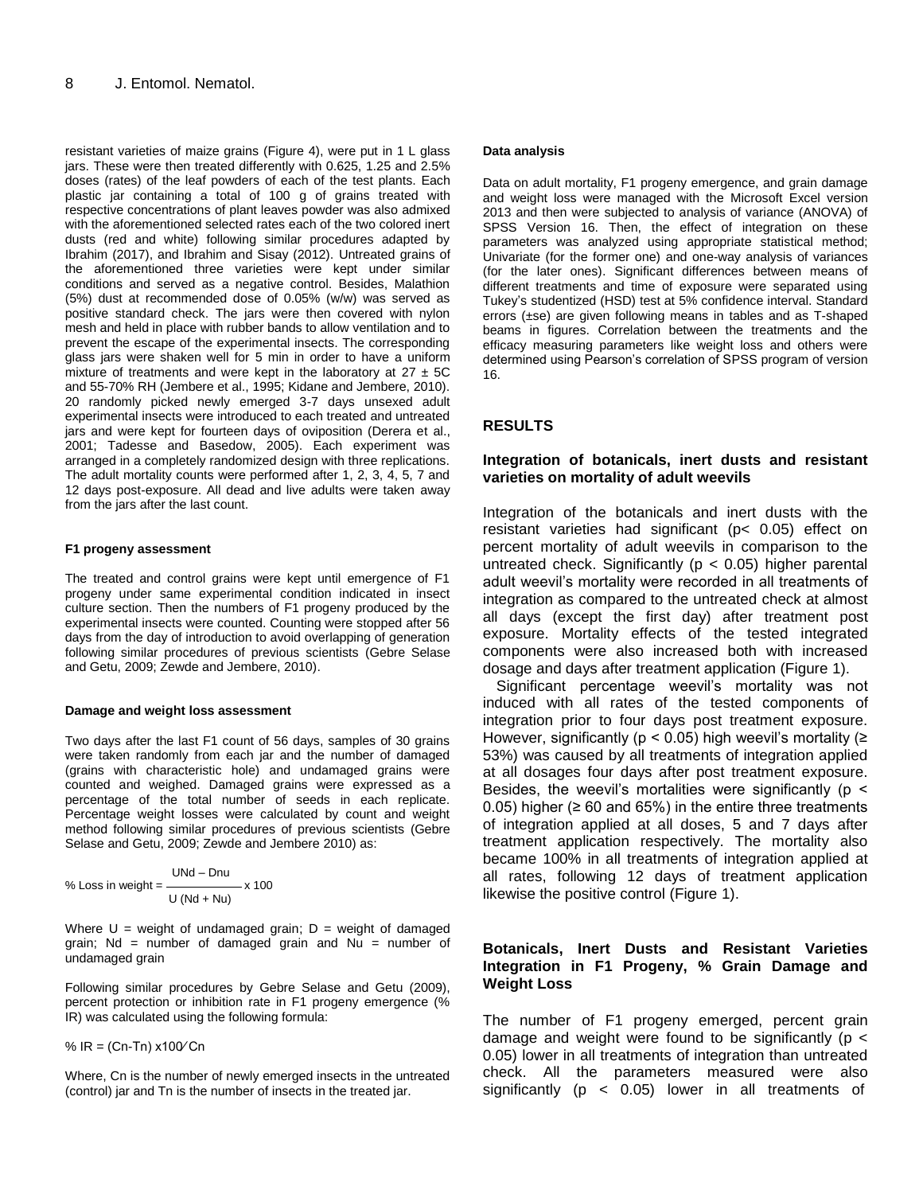resistant varieties of maize grains (Figure 4), were put in 1 L glass jars. These were then treated differently with 0.625, 1.25 and 2.5% doses (rates) of the leaf powders of each of the test plants. Each plastic jar containing a total of 100 g of grains treated with respective concentrations of plant leaves powder was also admixed with the aforementioned selected rates each of the two colored inert dusts (red and white) following similar procedures adapted by Ibrahim (2017), and Ibrahim and Sisay (2012). Untreated grains of the aforementioned three varieties were kept under similar conditions and served as a negative control. Besides, Malathion (5%) dust at recommended dose of 0.05% (w/w) was served as positive standard check. The jars were then covered with nylon mesh and held in place with rubber bands to allow ventilation and to prevent the escape of the experimental insects. The corresponding glass jars were shaken well for 5 min in order to have a uniform mixture of treatments and were kept in the laboratory at 27 ± 5C and 55-70% RH (Jembere et al., 1995; Kidane and Jembere, 2010). 20 randomly picked newly emerged 3-7 days unsexed adult experimental insects were introduced to each treated and untreated jars and were kept for fourteen days of oviposition (Derera et al., 2001; Tadesse and Basedow, 2005). Each experiment was arranged in a completely randomized design with three replications. The adult mortality counts were performed after 1, 2, 3, 4, 5, 7 and 12 days post-exposure. All dead and live adults were taken away from the jars after the last count.

#### F1 progeny assessment

The treated and control grains were kept until emergence of F1 progeny under same experimental condition indicated in insect culture section. Then the numbers of F1 progeny produced by the experimental insects were counted. Counting were stopped after 56 days from the day of introduction to avoid overlapping of generation following similar procedures of previous scientists (Gebre Selase and Getu, 2009; Zewde and Jembere, 2010).

#### Damage and weight loss assessment

Two days after the last F1 count of 56 days, samples of 30 grains were taken randomly from each jar and the number of damaged (grains with characteristic hole) and undamaged grains were counted and weighed. Damaged grains were expressed as a percentage of the total number of seeds in each replicate. Percentage weight losses were calculated by count and weight method following similar procedures of previous scientists (Gebre Selase and Getu, 2009; Zewde and Jembere 2010) as:

$$\text{\% Loss in weight} = \frac{UNd - Dnu}{U\,(Nd + Nu)} \times 100$$

Where U = weight of undamaged grain; D = weight of damaged grain; Nd = number of damaged grain and Nu = number of undamaged grain

Following similar procedures by Gebre Selase and Getu (2009), percent protection or inhibition rate in F1 progeny emergence (% IR) was calculated using the following formula:

$$\text{\% IR} = (Cn - Tn) \times 100 / Cn$$

Where, Cn is the number of newly emerged insects in the untreated (control) jar and Tn is the number of insects in the treated jar.

#### Data analysis

Data on adult mortality, F1 progeny emergence, and grain damage and weight loss were managed with the Microsoft Excel version 2013 and then were subjected to analysis of variance (ANOVA) of SPSS Version 16. Then, the effect of integration on these parameters was analyzed using appropriate statistical method; Univariate (for the former one) and one-way analysis of variances (for the later ones). Significant differences between means of different treatments and time of exposure were separated using Tukey's studentized (HSD) test at 5% confidence interval. Standard errors (±se) are given following means in tables and as T-shaped beams in figures. Correlation between the treatments and the efficacy measuring parameters like weight loss and others were determined using Pearson's correlation of SPSS program of version 16.

## RESULTS

### Integration of botanicals, inert dusts and resistant varieties on mortality of adult weevils

Integration of the botanicals and inert dusts with the resistant varieties had significant ($p < 0.05$) effect on percent mortality of adult weevils in comparison to the untreated check. Significantly ($p < 0.05$) higher parental adult weevil's mortality were recorded in all treatments of integration as compared to the untreated check at almost all days (except the first day) after treatment post exposure. Mortality effects of the tested integrated components were also increased both with increased dosage and days after treatment application (Figure 1).

Significant percentage weevil's mortality was not induced with all rates of the tested components of integration prior to four days post treatment exposure. However, significantly ($p < 0.05$) high weevil's mortality (≥ 53%) was caused by all treatments of integration applied at all dosages four days after post treatment exposure. Besides, the weevil's mortalities were significantly ($p < 0.05$) higher (≥ 60 and 65%) in the entire three treatments of integration applied at all doses, 5 and 7 days after treatment application respectively. The mortality also became 100% in all treatments of integration applied at all rates, following 12 days of treatment application likewise the positive control (Figure 1).

### Botanicals, Inert Dusts and Resistant Varieties Integration in F1 Progeny, % Grain Damage and Weight Loss

The number of F1 progeny emerged, percent grain damage and weight were found to be significantly ($p < 0.05$) lower in all treatments of integration than untreated check. All the parameters measured were also significantly ($p < 0.05$) lower in all treatments of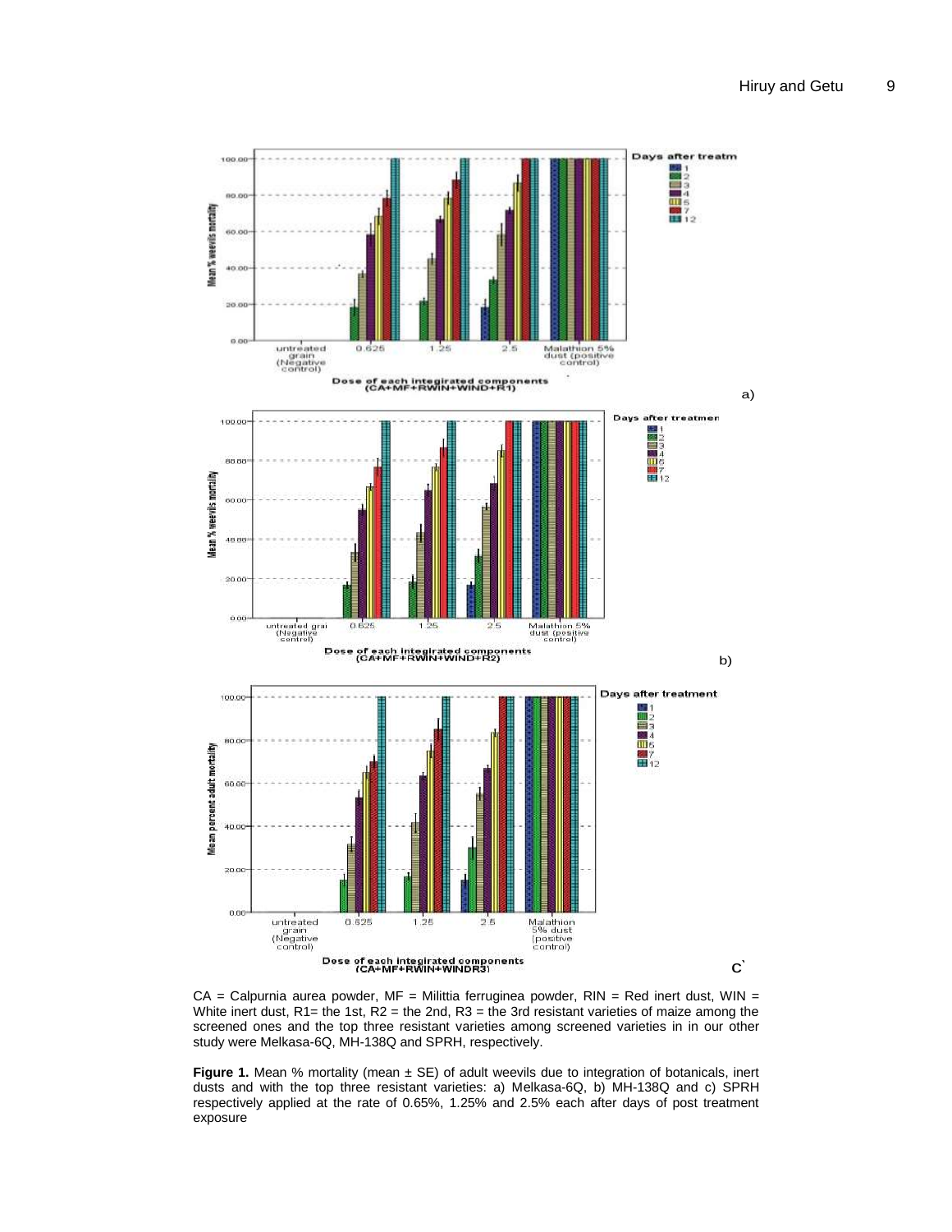CA = Calpurnia aurea powder, MF = Milittia ferruginea powder, RIN = Red inert dust, WIN = White inert dust, R1= the 1st, R2 = the 2nd, R3 = the 3rd resistant varieties of maize among the screened ones and the top three resistant varieties among screened varieties in in our other study were Melkasa-6Q, MH-138Q and SPRH, respectively.

**Figure 1.** Mean % mortality (mean ± SE) of adult weevils due to integration of botanicals, inert dusts and with the top three resistant varieties: a) Melkasa-6Q, b) MH-138Q and c) SPRH respectively applied at the rate of 0.65%, 1.25% and 2.5% each after days of post treatment exposure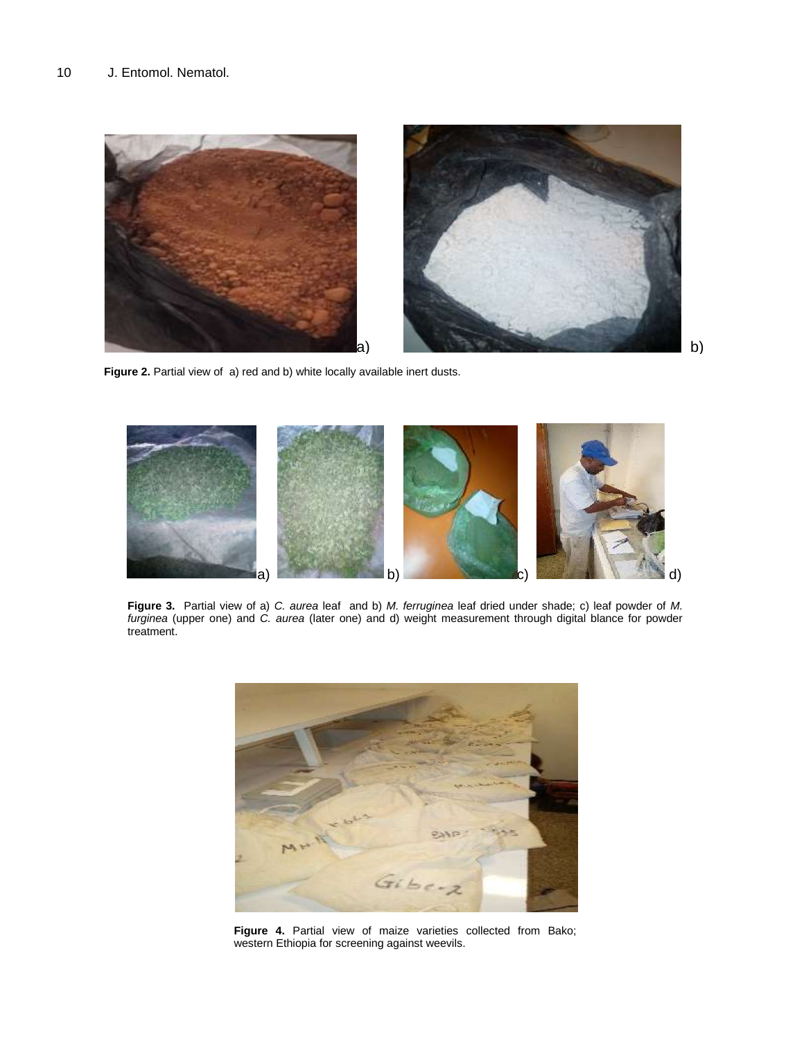**Figure 2.** Partial view of a) red and b) white locally available inert dusts.

**Figure 3.** Partial view of a) *C. aurea* leaf and b) *M. ferruginea* leaf dried under shade; c) leaf powder of *M. furginea* (upper one) and *C. aurea* (later one) and d) weight measurement through digital blance for powder treatment.

**Figure 4.** Partial view of maize varieties collected from Bako; western Ethiopia for screening against weevils.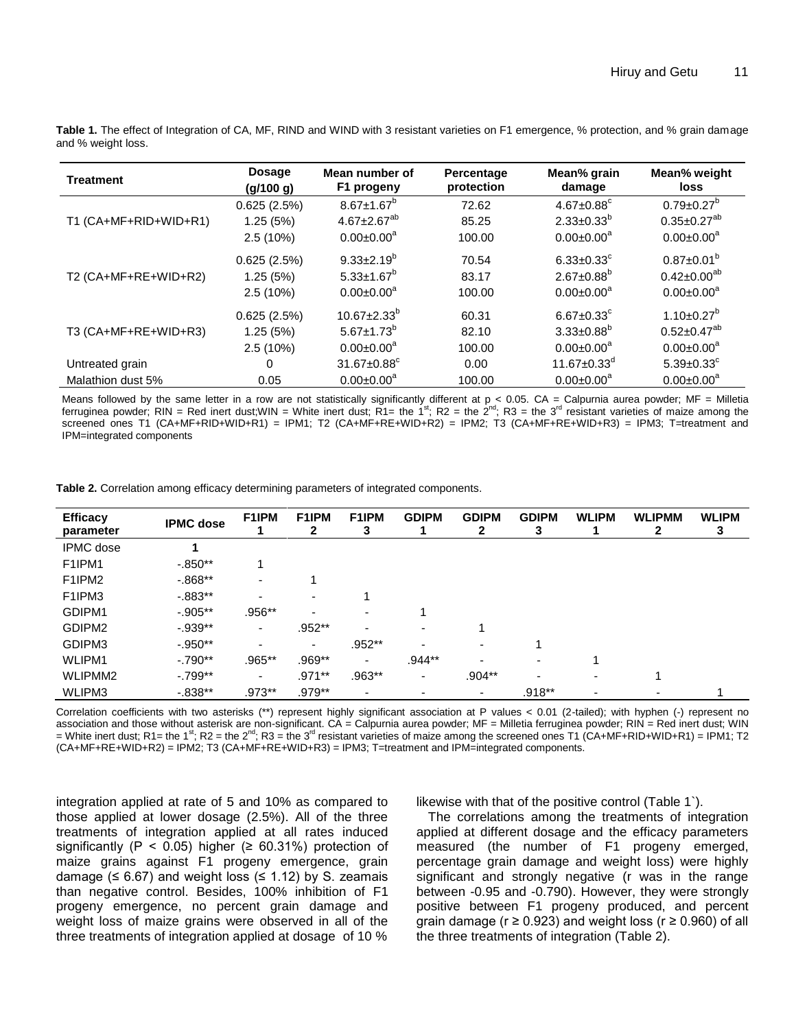**Table 1.** The effect of Integration of CA, MF, RIND and WIND with 3 resistant varieties on F1 emergence, % protection, and % grain damage and % weight loss.

| Treatment | Dosage (g/100 g) | Mean number of F1 progeny | Percentage protection | Mean% grain damage | Mean% weight loss |
|---|---|---|---|---|---|
| T1 (CA+MF+RID+WID+R1) | 0.625 (2.5%) | 8.67±1.67$^{b}$ | 72.62 | 4.67±0.88$^{c}$ | 0.79±0.27$^{b}$ |
| | 1.25 (5%) | 4.67±2.67$^{ab}$ | 85.25 | 2.33±0.33$^{b}$ | 0.35±0.27$^{ab}$ |
| | 2.5 (10%) | 0.00±0.00$^{a}$ | 100.00 | 0.00±0.00$^{a}$ | 0.00±0.00$^{a}$ |
| T2 (CA+MF+RE+WID+R2) | 0.625 (2.5%) | 9.33±2.19$^{b}$ | 70.54 | 6.33±0.33$^{c}$ | 0.87±0.01$^{b}$ |
| | 1.25 (5%) | 5.33±1.67$^{b}$ | 83.17 | 2.67±0.88$^{b}$ | 0.42±0.00$^{ab}$ |
| | 2.5 (10%) | 0.00±0.00$^{a}$ | 100.00 | 0.00±0.00$^{a}$ | 0.00±0.00$^{a}$ |
| T3 (CA+MF+RE+WID+R3) | 0.625 (2.5%) | 10.67±2.33$^{b}$ | 60.31 | 6.67±0.33$^{c}$ | 1.10±0.27$^{b}$ |
| | 1.25 (5%) | 5.67±1.73$^{b}$ | 82.10 | 3.33±0.88$^{b}$ | 0.52±0.47$^{ab}$ |
| | 2.5 (10%) | 0.00±0.00$^{a}$ | 100.00 | 0.00±0.00$^{a}$ | 0.00±0.00$^{a}$ |
| Untreated grain | 0 | 31.67±0.88$^{c}$ | 0.00 | 11.67±0.33$^{d}$ | 5.39±0.33$^{c}$ |
| Malathion dust 5% | 0.05 | 0.00±0.00$^{a}$ | 100.00 | 0.00±0.00$^{a}$ | 0.00±0.00$^{a}$ |

Means followed by the same letter in a row are not statistically significantly different at p < 0.05. CA = Calpurnia aurea powder; MF = Milletia ferruginea powder; RIN = Red inert dust;WIN = White inert dust; R1= the 1st; R2 = the 2nd; R3 = the 3rd resistant varieties of maize among the screened ones T1 (CA+MF+RID+WID+R1) = IPM1; T2 (CA+MF+RE+WID+R2) = IPM2; T3 (CA+MF+RE+WID+R3) = IPM3; T=treatment and IPM=integrated components

**Table 2.** Correlation among efficacy determining parameters of integrated components.

| Efficacy parameter | IPMC dose | F1IPM 1 | F1IPM 2 | F1IPM 3 | GDIPM 1 | GDIPM 2 | GDIPM 3 | WLIPM 1 | WLIPMM 2 | WLIPM 3 |
|---|---|---|---|---|---|---|---|---|---|---|
| IPMC dose | 1 | | | | | | | | | |
| F1IPM1 | -.850** | 1 | | | | | | | | |
| F1IPM2 | -.868** | - | 1 | | | | | | | |
| F1IPM3 | -.883** | - | - | 1 | | | | | | |
| GDIPM1 | -.905** | .956** | - | - | 1 | | | | | |
| GDIPM2 | -.939** | - | .952** | - | - | 1 | | | | |
| GDIPM3 | -.950** | - | - | .952** | - | - | 1 | | | |
| WLIPM1 | -.790** | .965** | .969** | - | .944** | - | - | 1 | | |
| WLIPMM2 | -.799** | - | .971** | .963** | - | .904** | - | - | 1 | |
| WLIPM3 | -.838** | .973** | .979** | - | - | - | .918** | - | - | 1 |

Correlation coefficients with two asterisks (**) represent highly significant association at P values < 0.01 (2-tailed); with hyphen (-) represent no association and those without asterisk are non-significant. CA = Calpurnia aurea powder; MF = Milletia ferruginea powder; RIN = Red inert dust; WIN = White inert dust; R1= the 1st; R2 = the 2nd; R3 = the 3rd resistant varieties of maize among the screened ones T1 (CA+MF+RID+WID+R1) = IPM1; T2 (CA+MF+RE+WID+R2) = IPM2; T3 (CA+MF+RE+WID+R3) = IPM3; T=treatment and IPM=integrated components.

integration applied at rate of 5 and 10% as compared to those applied at lower dosage (2.5%). All of the three treatments of integration applied at all rates induced significantly (P < 0.05) higher (≥ 60.31%) protection of maize grains against F1 progeny emergence, grain damage (≤ 6.67) and weight loss (≤ 1.12) by S. zeamais than negative control. Besides, 100% inhibition of F1 progeny emergence, no percent grain damage and weight loss of maize grains were observed in all of the three treatments of integration applied at dosage of 10 % likewise with that of the positive control (Table 1`).

The correlations among the treatments of integration applied at different dosage and the efficacy parameters measured (the number of F1 progeny emerged, percentage grain damage and weight loss) were highly significant and strongly negative (r was in the range between -0.95 and -0.790). However, they were strongly positive between F1 progeny produced, and percent grain damage (r ≥ 0.923) and weight loss (r ≥ 0.960) of all the three treatments of integration (Table 2).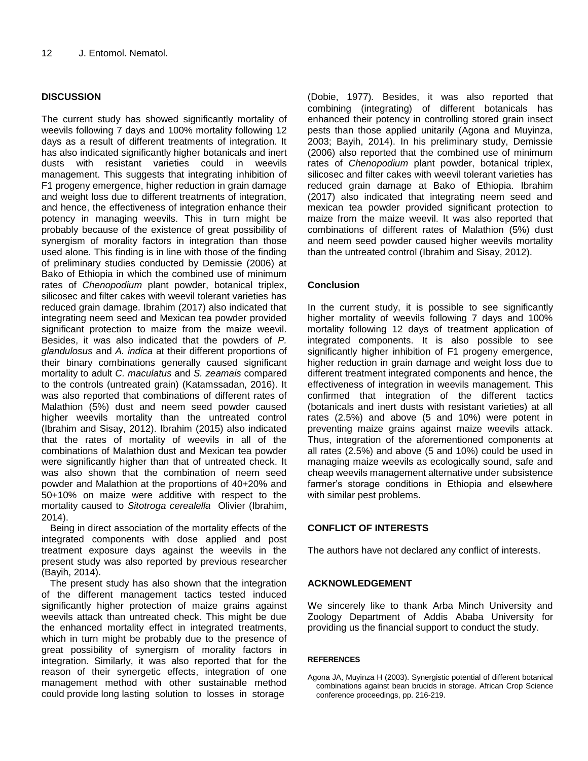## DISCUSSION

The current study has showed significantly mortality of weevils following 7 days and 100% mortality following 12 days as a result of different treatments of integration. It has also indicated significantly higher botanicals and inert dusts with resistant varieties could in weevils management. This suggests that integrating inhibition of F1 progeny emergence, higher reduction in grain damage and weight loss due to different treatments of integration, and hence, the effectiveness of integration enhance their potency in managing weevils. This in turn might be probably because of the existence of great possibility of synergism of morality factors in integration than those used alone. This finding is in line with those of the finding of preliminary studies conducted by Demissie (2006) at Bako of Ethiopia in which the combined use of minimum rates of *Chenopodium* plant powder, botanical triplex, silicosec and filter cakes with weevil tolerant varieties has reduced grain damage. Ibrahim (2017) also indicated that integrating neem seed and Mexican tea powder provided significant protection to maize from the maize weevil. Besides, it was also indicated that the powders of *P. glandulosus* and *A. indica* at their different proportions of their binary combinations generally caused significant mortality to adult *C. maculatus* and *S. zeamais* compared to the controls (untreated grain) (Katamssadan, 2016). It was also reported that combinations of different rates of Malathion (5%) dust and neem seed powder caused higher weevils mortality than the untreated control (Ibrahim and Sisay, 2012). Ibrahim (2015) also indicated that the rates of mortality of weevils in all of the combinations of Malathion dust and Mexican tea powder were significantly higher than that of untreated check. It was also shown that the combination of neem seed powder and Malathion at the proportions of 40+20% and 50+10% on maize were additive with respect to the mortality caused to *Sitotroga cerealella* Olivier (Ibrahim, 2014).

Being in direct association of the mortality effects of the integrated components with dose applied and post treatment exposure days against the weevils in the present study was also reported by previous researcher (Bayih, 2014).

The present study has also shown that the integration of the different management tactics tested induced significantly higher protection of maize grains against weevils attack than untreated check. This might be due the enhanced mortality effect in integrated treatments, which in turn might be probably due to the presence of great possibility of synergism of morality factors in integration. Similarly, it was also reported that for the reason of their synergetic effects, integration of one management method with other sustainable method could provide long lasting solution to losses in storage (Dobie, 1977). Besides, it was also reported that combining (integrating) of different botanicals has enhanced their potency in controlling stored grain insect pests than those applied unitarily (Agona and Muyinza, 2003; Bayih, 2014). In his preliminary study, Demissie (2006) also reported that the combined use of minimum rates of *Chenopodium* plant powder, botanical triplex, silicosec and filter cakes with weevil tolerant varieties has reduced grain damage at Bako of Ethiopia. Ibrahim (2017) also indicated that integrating neem seed and mexican tea powder provided significant protection to maize from the maize weevil. It was also reported that combinations of different rates of Malathion (5%) dust and neem seed powder caused higher weevils mortality than the untreated control (Ibrahim and Sisay, 2012).

## Conclusion

In the current study, it is possible to see significantly higher mortality of weevils following 7 days and 100% mortality following 12 days of treatment application of integrated components. It is also possible to see significantly higher inhibition of F1 progeny emergence, higher reduction in grain damage and weight loss due to different treatment integrated components and hence, the effectiveness of integration in weevils management. This confirmed that integration of the different tactics (botanicals and inert dusts with resistant varieties) at all rates (2.5%) and above (5 and 10%) were potent in preventing maize grains against maize weevils attack. Thus, integration of the aforementioned components at all rates (2.5%) and above (5 and 10%) could be used in managing maize weevils as ecologically sound, safe and cheap weevils management alternative under subsistence farmer's storage conditions in Ethiopia and elsewhere with similar pest problems.

## CONFLICT OF INTERESTS

The authors have not declared any conflict of interests.

## ACKNOWLEDGEMENT

We sincerely like to thank Arba Minch University and Zoology Department of Addis Ababa University for providing us the financial support to conduct the study.

## REFERENCES

Agona JA, Muyinza H (2003). Synergistic potential of different botanical combinations against bean brucids in storage. African Crop Science conference proceedings, pp. 216-219.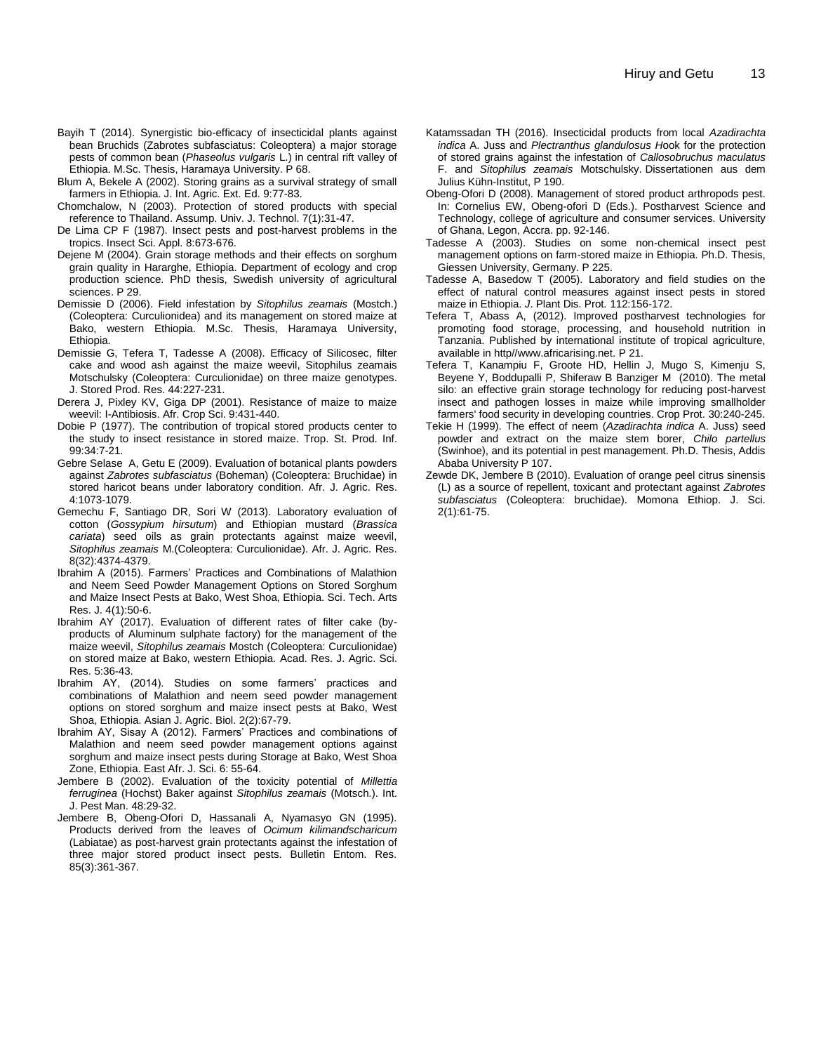Bayih T (2014). Synergistic bio-efficacy of insecticidal plants against bean Bruchids (Zabrotes subfasciatus: Coleoptera) a major storage pests of common bean (*Phaseolus vulgaris* L.) in central rift valley of Ethiopia. M.Sc. Thesis, Haramaya University. P 68.

Blum A, Bekele A (2002). Storing grains as a survival strategy of small farmers in Ethiopia. J. Int. Agric. Ext. Ed. 9:77-83.

Chomchalow, N (2003). Protection of stored products with special reference to Thailand. Assump. Univ. J. Technol. 7(1):31-47.

De Lima CP F (1987). Insect pests and post-harvest problems in the tropics. Insect Sci. Appl. 8:673-676.

Dejene M (2004). Grain storage methods and their effects on sorghum grain quality in Hararghe, Ethiopia. Department of ecology and crop production science. PhD thesis, Swedish university of agricultural sciences. P 29.

Demissie D (2006). Field infestation by *Sitophilus zeamais* (Mostch.) (Coleoptera: Curculionidea) and its management on stored maize at Bako, western Ethiopia. M.Sc. Thesis, Haramaya University, Ethiopia.

Demissie G, Tefera T, Tadesse A (2008). Efficacy of Silicosec, filter cake and wood ash against the maize weevil, Sitophilus zeamais Motschulsky (Coleoptera: Curculionidae) on three maize genotypes. J. Stored Prod. Res. 44:227-231.

Derera J, Pixley KV, Giga DP (2001). Resistance of maize to maize weevil: I-Antibiosis. Afr. Crop Sci. 9:431-440.

Dobie P (1977). The contribution of tropical stored products center to the study to insect resistance in stored maize. Trop. St. Prod. Inf. 99:34:7-21.

Gebre Selase A, Getu E (2009). Evaluation of botanical plants powders against *Zabrotes subfasciatus* (Boheman) (Coleoptera: Bruchidae) in stored haricot beans under laboratory condition. Afr. J. Agric. Res. 4:1073-1079.

Gemechu F, Santiago DR, Sori W (2013). Laboratory evaluation of cotton (*Gossypium hirsutum*) and Ethiopian mustard (*Brassica cariata*) seed oils as grain protectants against maize weevil, *Sitophilus zeamais* M.(Coleoptera: Curculionidae). Afr. J. Agric. Res. 8(32):4374-4379.

Ibrahim A (2015). Farmers' Practices and Combinations of Malathion and Neem Seed Powder Management Options on Stored Sorghum and Maize Insect Pests at Bako, West Shoa, Ethiopia. Sci. Tech. Arts Res. J. 4(1):50-6.

Ibrahim AY (2017). Evaluation of different rates of filter cake (by-products of Aluminum sulphate factory) for the management of the maize weevil, *Sitophilus zeamais* Mostch (Coleoptera: Curculionidae) on stored maize at Bako, western Ethiopia. Acad. Res. J. Agric. Sci. Res. 5:36-43.

Ibrahim AY, (2014). Studies on some farmers' practices and combinations of Malathion and neem seed powder management options on stored sorghum and maize insect pests at Bako, West Shoa, Ethiopia. Asian J. Agric. Biol. 2(2):67-79.

Ibrahim AY, Sisay A (2012). Farmers' Practices and combinations of Malathion and neem seed powder management options against sorghum and maize insect pests during Storage at Bako, West Shoa Zone, Ethiopia. East Afr. J. Sci. 6: 55-64.

Jembere B (2002). Evaluation of the toxicity potential of *Millettia ferruginea* (Hochst) Baker against *Sitophilus zeamais* (Motsch.). Int. J. Pest Man. 48:29-32.

Jembere B, Obeng-Ofori D, Hassanali A, Nyamasyo GN (1995). Products derived from the leaves of *Ocimum kilimandscharicum* (Labiatae) as post-harvest grain protectants against the infestation of three major stored product insect pests. Bulletin Entom. Res. 85(3):361-367.

Katamssadan TH (2016). Insecticidal products from local *Azadirachta indica* A. Juss and *Plectranthus glandulosus H*ook for the protection of stored grains against the infestation of *Callosobruchus maculatus* F. and *Sitophilus zeamais* Motschulsky. Dissertationen aus dem Julius Kühn-Institut, P 190.

Obeng-Ofori D (2008). Management of stored product arthropods pest. In: Cornelius EW, Obeng-ofori D (Eds.). Postharvest Science and Technology, college of agriculture and consumer services. University of Ghana, Legon, Accra. pp. 92-146.

Tadesse A (2003). Studies on some non-chemical insect pest management options on farm-stored maize in Ethiopia. Ph.D. Thesis, Giessen University, Germany. P 225.

Tadesse A, Basedow T (2005). Laboratory and field studies on the effect of natural control measures against insect pests in stored maize in Ethiopia. *J.* Plant Dis. Prot*.* 112:156-172.

Tefera T, Abass A, (2012). Improved postharvest technologies for promoting food storage, processing, and household nutrition in Tanzania. Published by international institute of tropical agriculture, available in http//www.africarising.net. P 21.

Tefera T, Kanampiu F, Groote HD, Hellin J, Mugo S, Kimenju S, Beyene Y, Boddupalli P, Shiferaw B Banziger M (2010). The metal silo: an effective grain storage technology for reducing post-harvest insect and pathogen losses in maize while improving smallholder farmers' food security in developing countries. Crop Prot. 30:240-245.

Tekie H (1999). The effect of neem (*Azadirachta indica* A. Juss) seed powder and extract on the maize stem borer, *Chilo partellus* (Swinhoe), and its potential in pest management. Ph.D. Thesis, Addis Ababa University P 107.

Zewde DK, Jembere B (2010). Evaluation of orange peel citrus sinensis (L) as a source of repellent, toxicant and protectant against *Zabrotes subfasciatus* (Coleoptera: bruchidae). Momona Ethiop. J. Sci. 2(1):61-75.